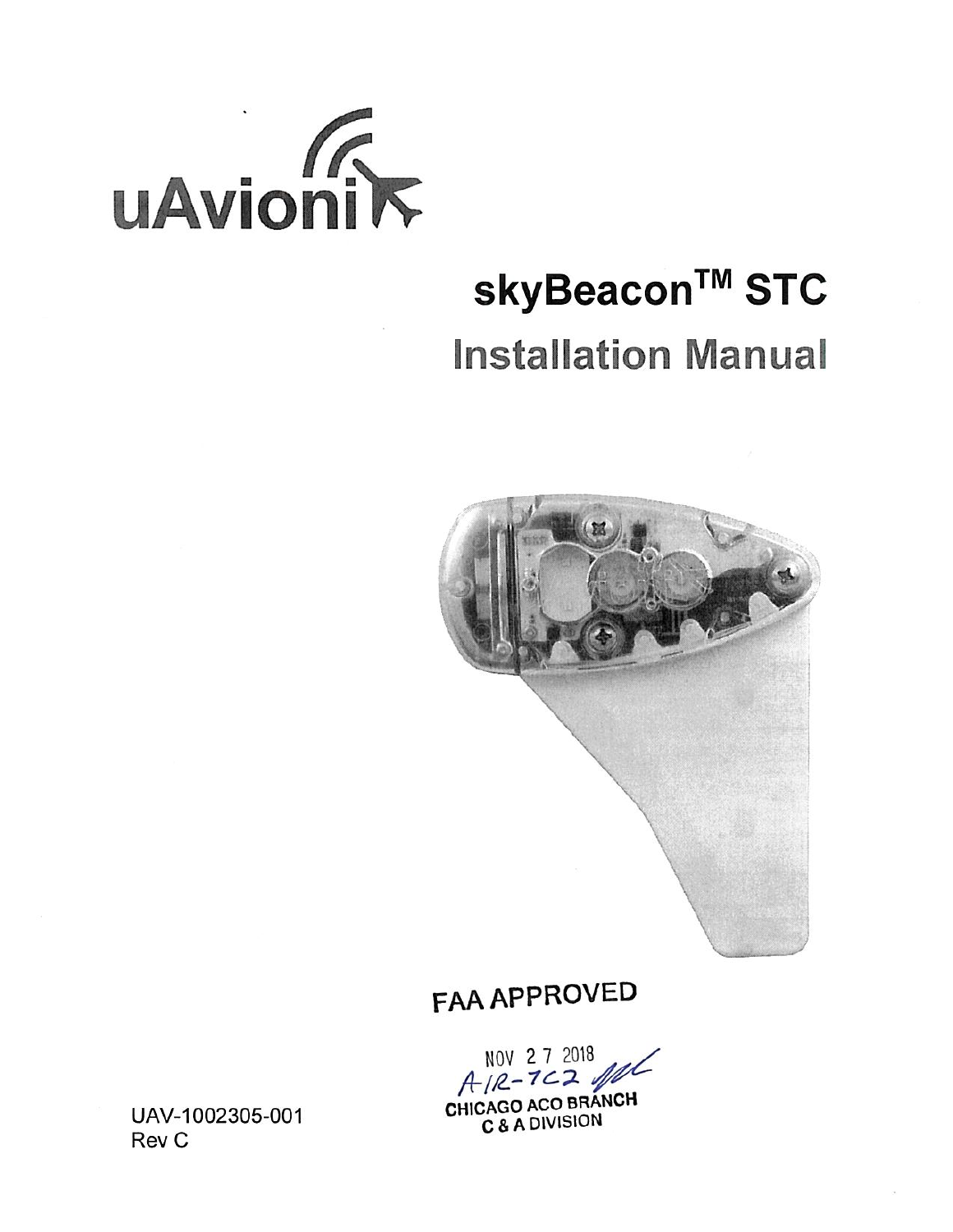uAvionix

# skyBeacon™ STC

## Installation Manual

FAA APPROVED

NOV 27 2018
AIR-7C2
CHICAGO ACO BRANCH
C & A DIVISION

UAV-1002305-001
Rev C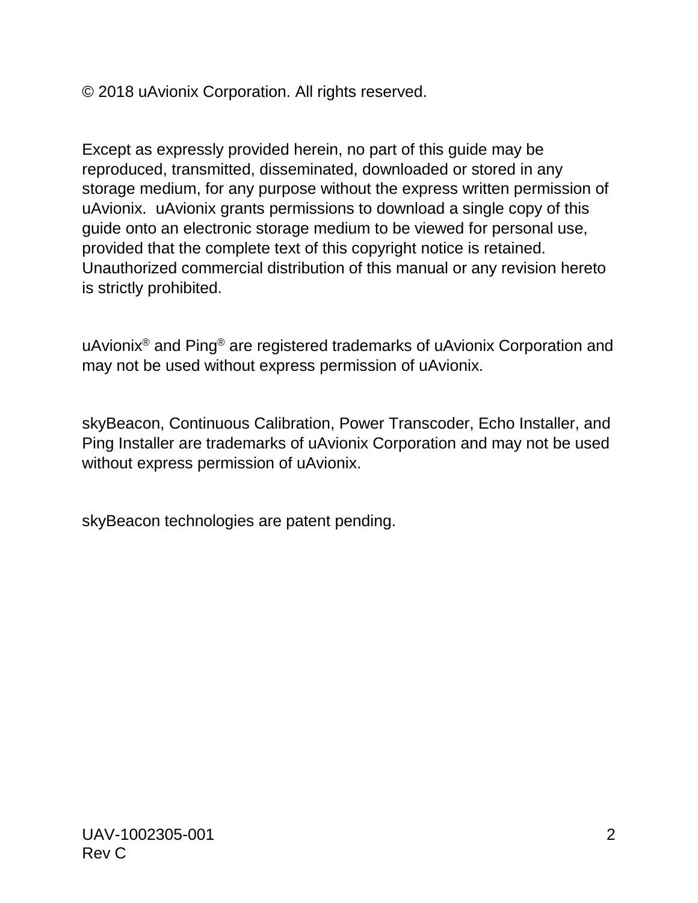© 2018 uAvionix Corporation. All rights reserved.

Except as expressly provided herein, no part of this guide may be reproduced, transmitted, disseminated, downloaded or stored in any storage medium, for any purpose without the express written permission of uAvionix.  uAvionix grants permissions to download a single copy of this guide onto an electronic storage medium to be viewed for personal use, provided that the complete text of this copyright notice is retained. Unauthorized commercial distribution of this manual or any revision hereto is strictly prohibited.

uAvionix® and Ping® are registered trademarks of uAvionix Corporation and may not be used without express permission of uAvionix.

skyBeacon, Continuous Calibration, Power Transcoder, Echo Installer, and Ping Installer are trademarks of uAvionix Corporation and may not be used without express permission of uAvionix.

skyBeacon technologies are patent pending.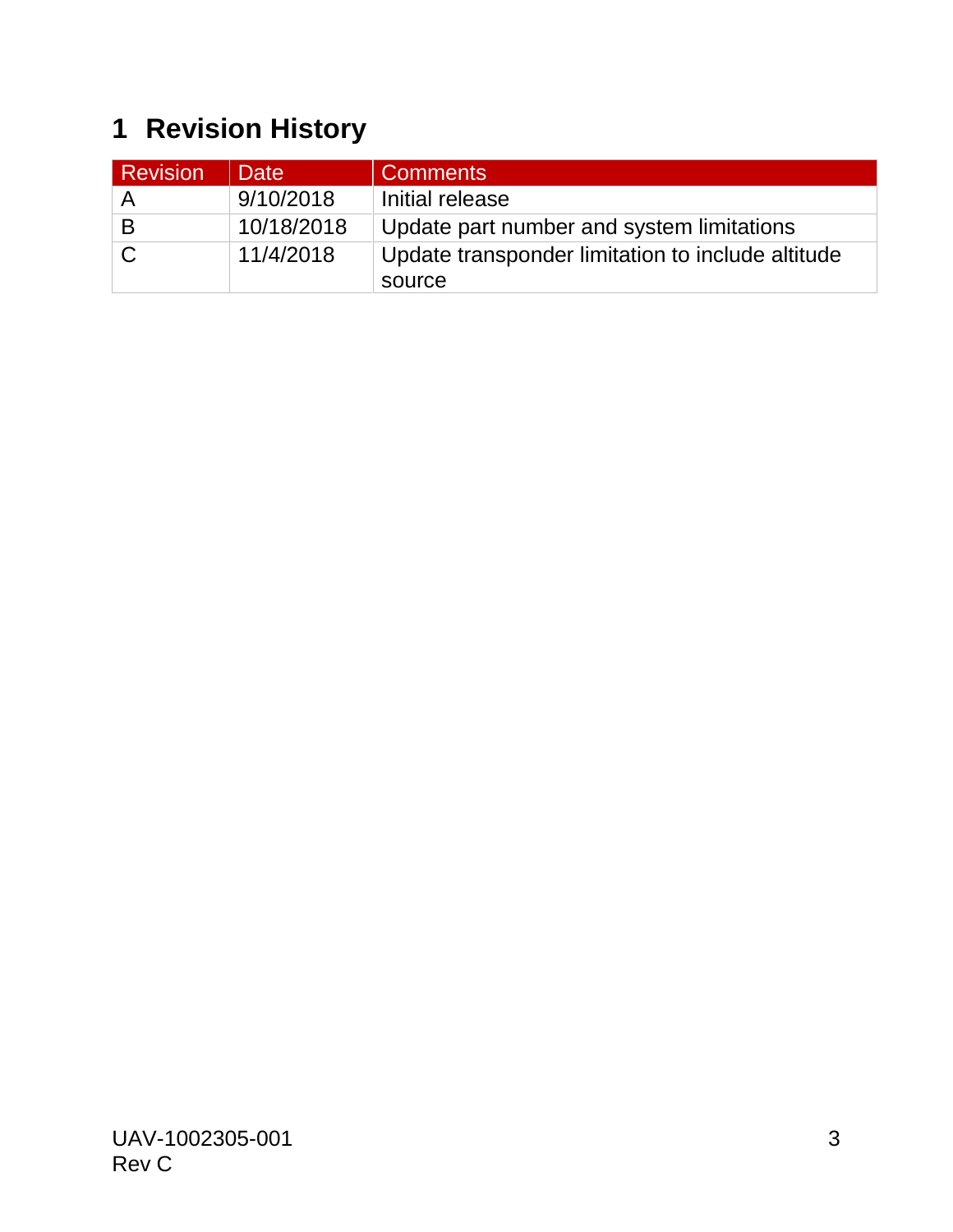# 1 Revision History

| Revision | Date | Comments |
|---|---|---|
| A | 9/10/2018 | Initial release |
| B | 10/18/2018 | Update part number and system limitations |
| C | 11/4/2018 | Update transponder limitation to include altitude source |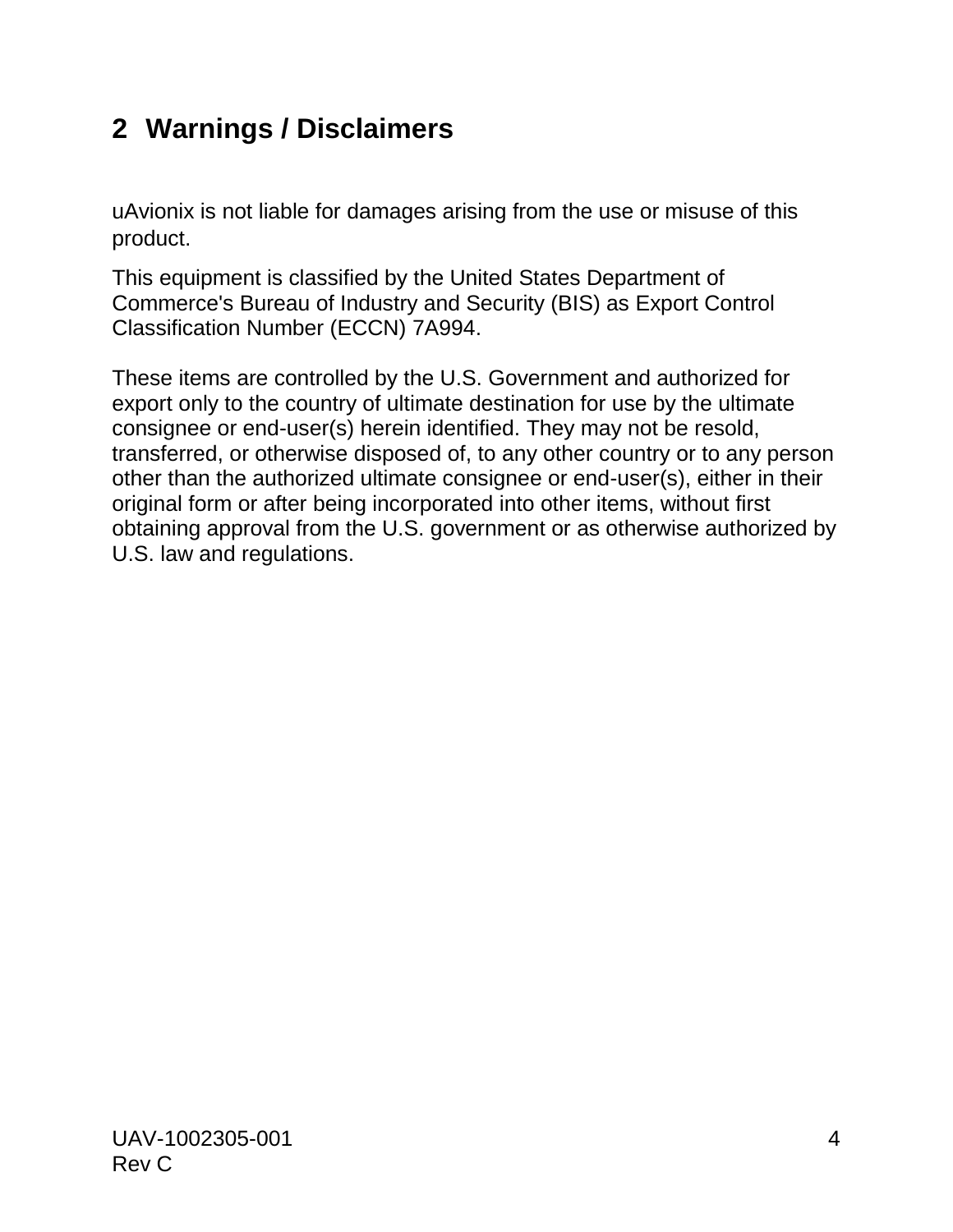# 2 Warnings / Disclaimers

uAvionix is not liable for damages arising from the use or misuse of this product.

This equipment is classified by the United States Department of Commerce's Bureau of Industry and Security (BIS) as Export Control Classification Number (ECCN) 7A994.

These items are controlled by the U.S. Government and authorized for export only to the country of ultimate destination for use by the ultimate consignee or end-user(s) herein identified. They may not be resold, transferred, or otherwise disposed of, to any other country or to any person other than the authorized ultimate consignee or end-user(s), either in their original form or after being incorporated into other items, without first obtaining approval from the U.S. government or as otherwise authorized by U.S. law and regulations.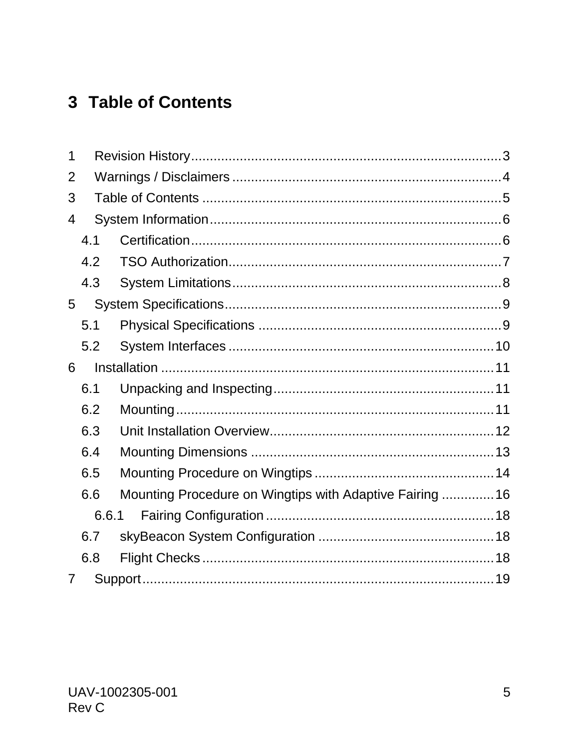# 3 Table of Contents

1 Revision History ........ 3
2 Warnings / Disclaimers ........ 4
3 Table of Contents ........ 5
4 System Information ........ 6
  4.1 Certification ........ 6
  4.2 TSO Authorization ........ 7
  4.3 System Limitations ........ 8
5 System Specifications ........ 9
  5.1 Physical Specifications ........ 9
  5.2 System Interfaces ........ 10
6 Installation ........ 11
  6.1 Unpacking and Inspecting ........ 11
  6.2 Mounting ........ 11
  6.3 Unit Installation Overview ........ 12
  6.4 Mounting Dimensions ........ 13
  6.5 Mounting Procedure on Wingtips ........ 14
  6.6 Mounting Procedure on Wingtips with Adaptive Fairing ........ 16
    6.6.1 Fairing Configuration ........ 18
  6.7 skyBeacon System Configuration ........ 18
  6.8 Flight Checks ........ 18
7 Support ........ 19

UAV-1002305-001
Rev C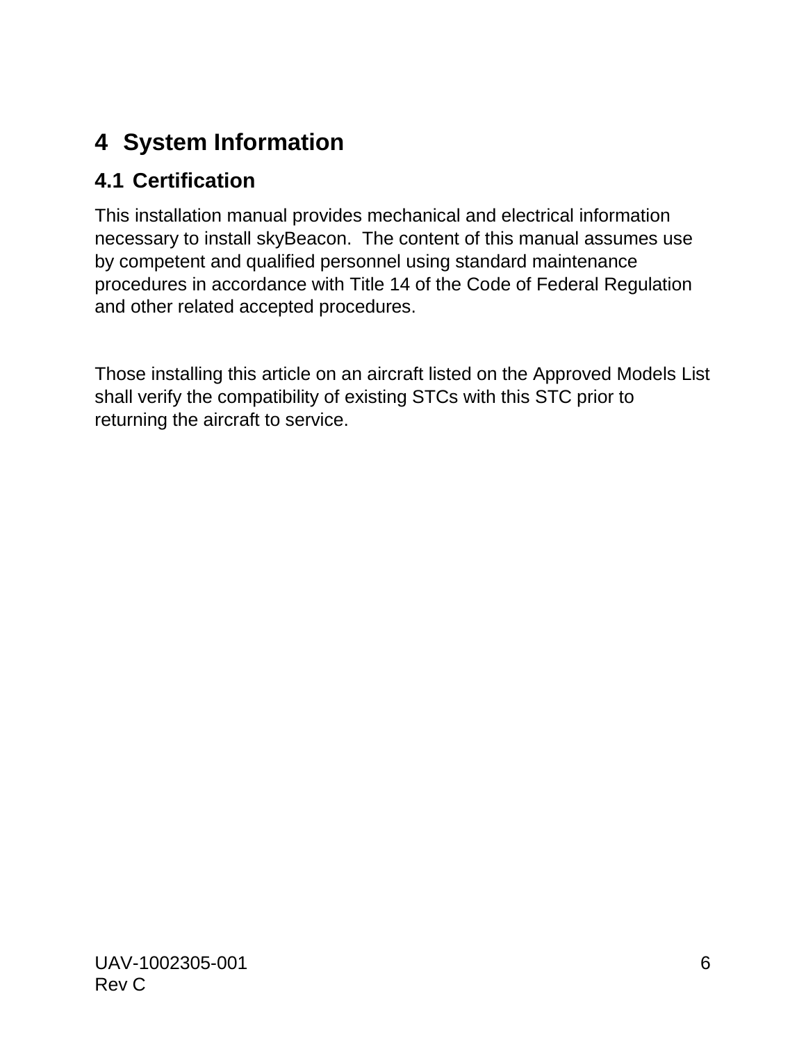# 4 System Information

## 4.1 Certification

This installation manual provides mechanical and electrical information necessary to install skyBeacon. The content of this manual assumes use by competent and qualified personnel using standard maintenance procedures in accordance with Title 14 of the Code of Federal Regulation and other related accepted procedures.

Those installing this article on an aircraft listed on the Approved Models List shall verify the compatibility of existing STCs with this STC prior to returning the aircraft to service.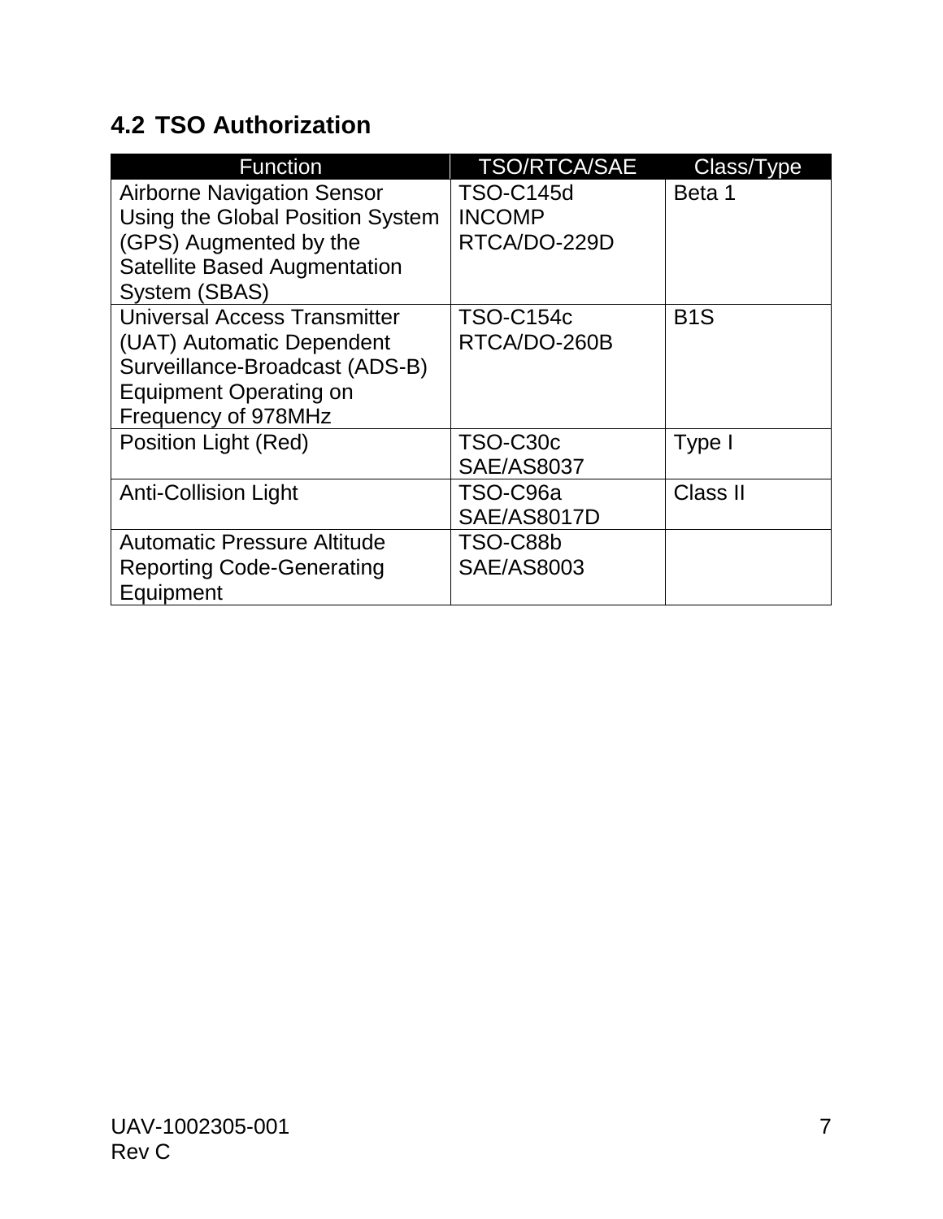## 4.2 TSO Authorization

| Function | TSO/RTCA/SAE | Class/Type |
|---|---|---|
| Airborne Navigation Sensor Using the Global Position System (GPS) Augmented by the Satellite Based Augmentation System (SBAS) | TSO-C145d INCOMP RTCA/DO-229D | Beta 1 |
| Universal Access Transmitter (UAT) Automatic Dependent Surveillance-Broadcast (ADS-B) Equipment Operating on Frequency of 978MHz | TSO-C154c RTCA/DO-260B | B1S |
| Position Light (Red) | TSO-C30c SAE/AS8037 | Type I |
| Anti-Collision Light | TSO-C96a SAE/AS8017D | Class II |
| Automatic Pressure Altitude Reporting Code-Generating Equipment | TSO-C88b SAE/AS8003 | |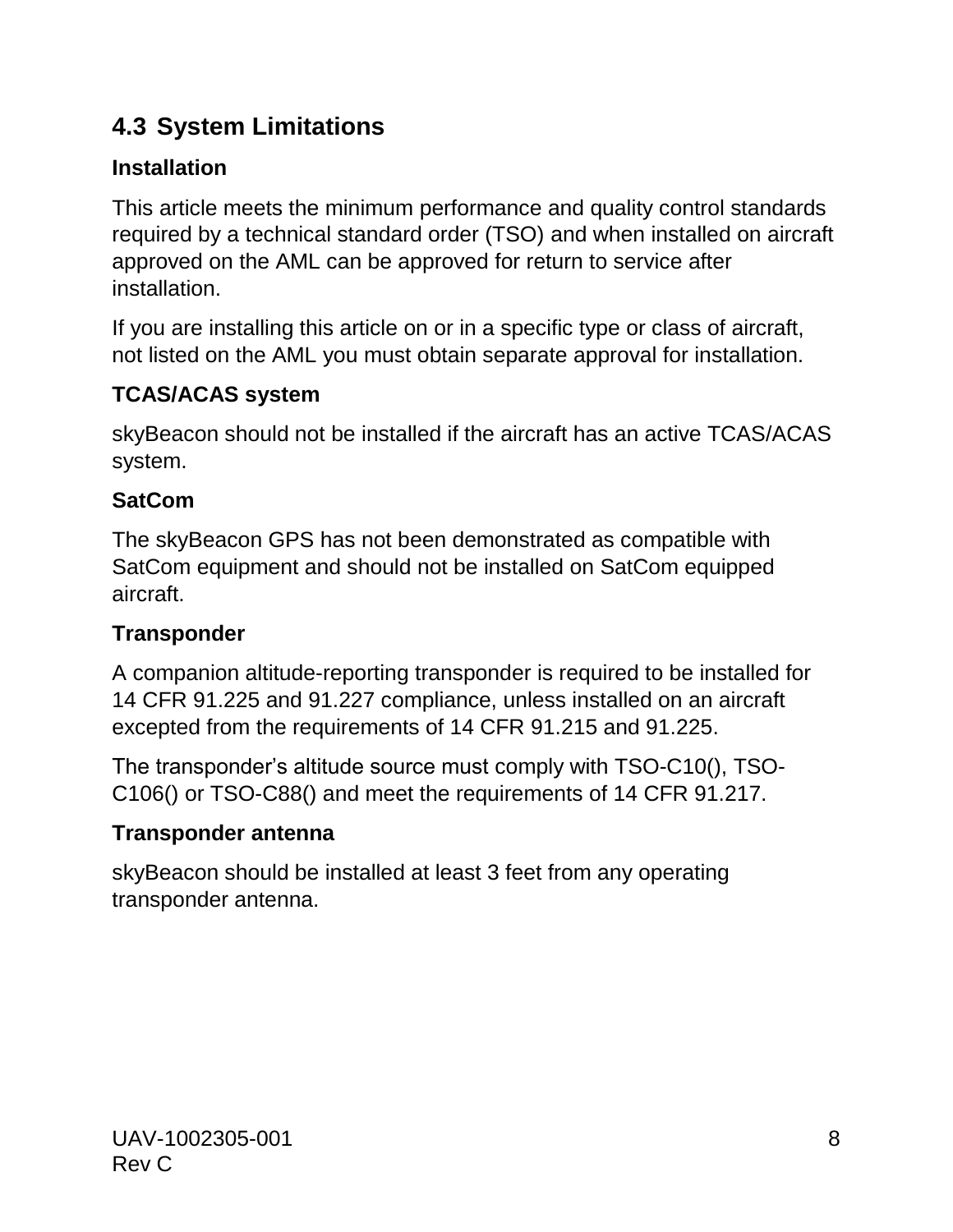## 4.3 System Limitations

### Installation

This article meets the minimum performance and quality control standards required by a technical standard order (TSO) and when installed on aircraft approved on the AML can be approved for return to service after installation.

If you are installing this article on or in a specific type or class of aircraft, not listed on the AML you must obtain separate approval for installation.

### TCAS/ACAS system

skyBeacon should not be installed if the aircraft has an active TCAS/ACAS system.

### SatCom

The skyBeacon GPS has not been demonstrated as compatible with SatCom equipment and should not be installed on SatCom equipped aircraft.

### Transponder

A companion altitude-reporting transponder is required to be installed for 14 CFR 91.225 and 91.227 compliance, unless installed on an aircraft excepted from the requirements of 14 CFR 91.215 and 91.225.

The transponder's altitude source must comply with TSO-C10(), TSO-C106() or TSO-C88() and meet the requirements of 14 CFR 91.217.

### Transponder antenna

skyBeacon should be installed at least 3 feet from any operating transponder antenna.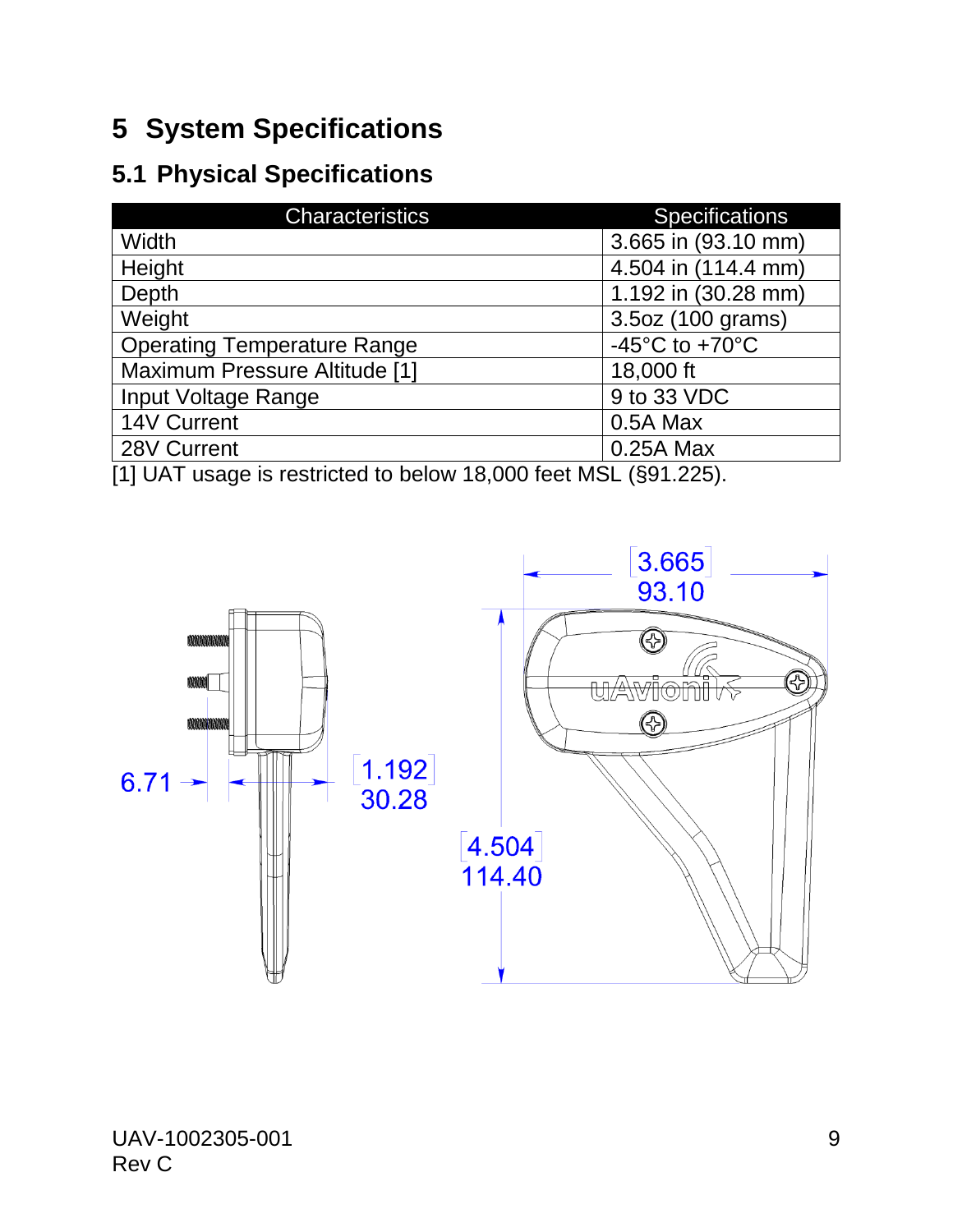# 5 System Specifications

## 5.1 Physical Specifications

| Characteristics | Specifications |
|---|---|
| Width | 3.665 in (93.10 mm) |
| Height | 4.504 in (114.4 mm) |
| Depth | 1.192 in (30.28 mm) |
| Weight | 3.5oz (100 grams) |
| Operating Temperature Range | -45°C to +70°C |
| Maximum Pressure Altitude [1] | 18,000 ft |
| Input Voltage Range | 9 to 33 VDC |
| 14V Current | 0.5A Max |
| 28V Current | 0.25A Max |

[1] UAT usage is restricted to below 18,000 feet MSL (§91.225).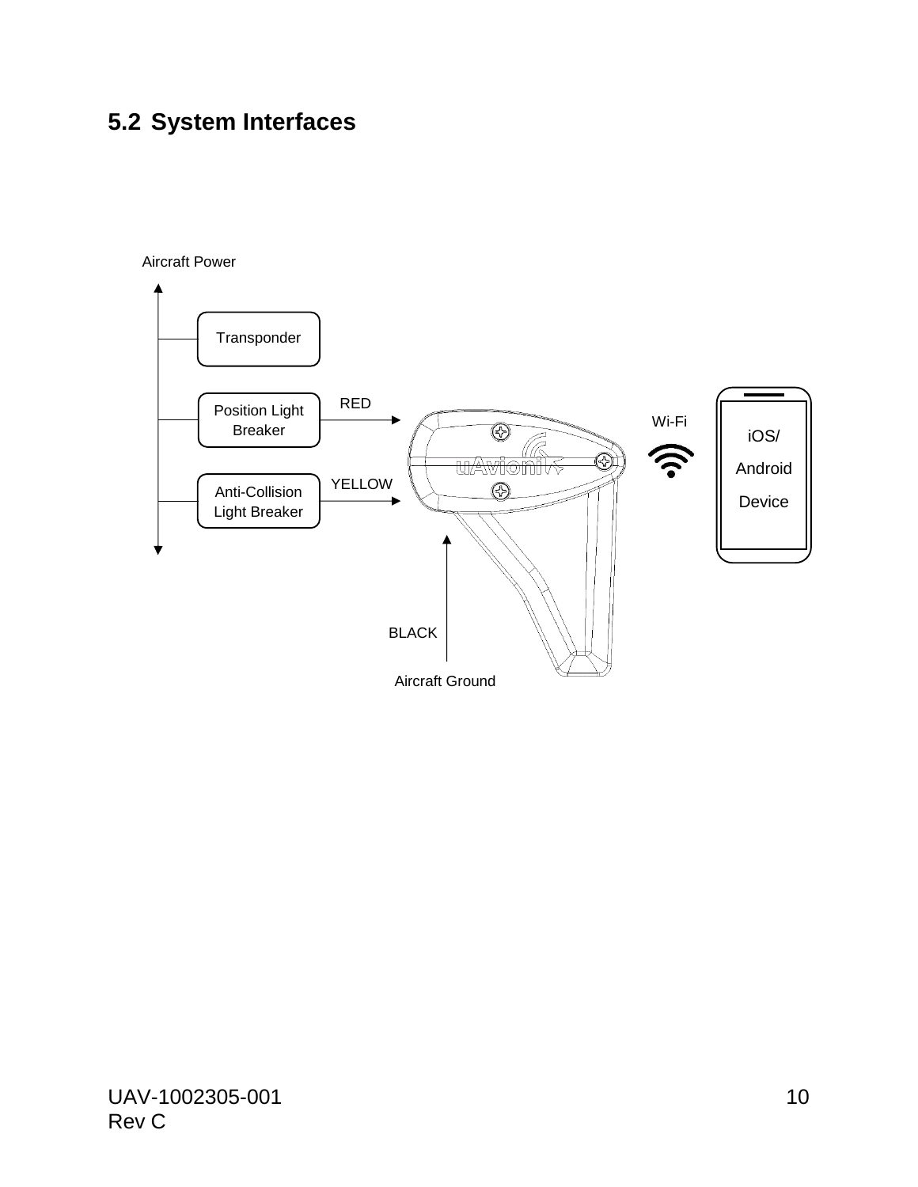## 5.2 System Interfaces

Aircraft Power

Transponder

Position Light Breaker — RED

Anti-Collision Light Breaker — YELLOW

BLACK

Aircraft Ground

Wi-Fi

iOS/ Android Device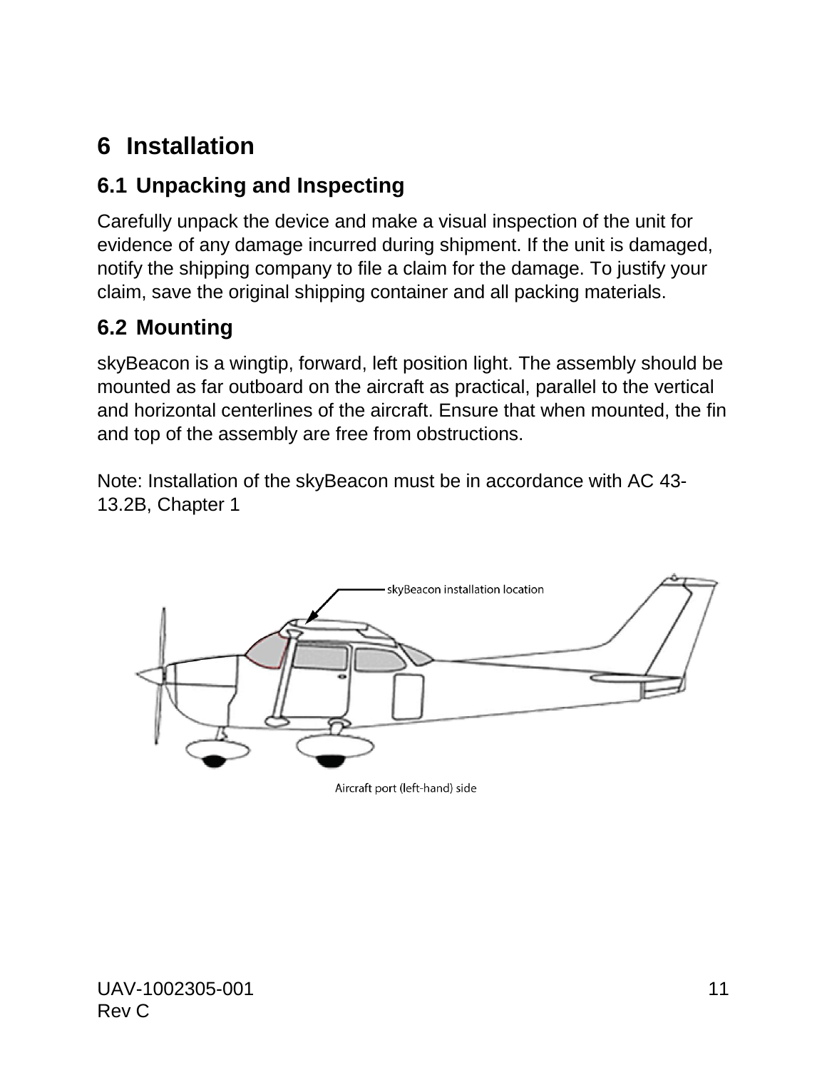# 6 Installation

## 6.1 Unpacking and Inspecting

Carefully unpack the device and make a visual inspection of the unit for evidence of any damage incurred during shipment. If the unit is damaged, notify the shipping company to file a claim for the damage. To justify your claim, save the original shipping container and all packing materials.

## 6.2 Mounting

skyBeacon is a wingtip, forward, left position light. The assembly should be mounted as far outboard on the aircraft as practical, parallel to the vertical and horizontal centerlines of the aircraft. Ensure that when mounted, the fin and top of the assembly are free from obstructions.

Note: Installation of the skyBeacon must be in accordance with AC 43-13.2B, Chapter 1

skyBeacon installation location

Aircraft port (left-hand) side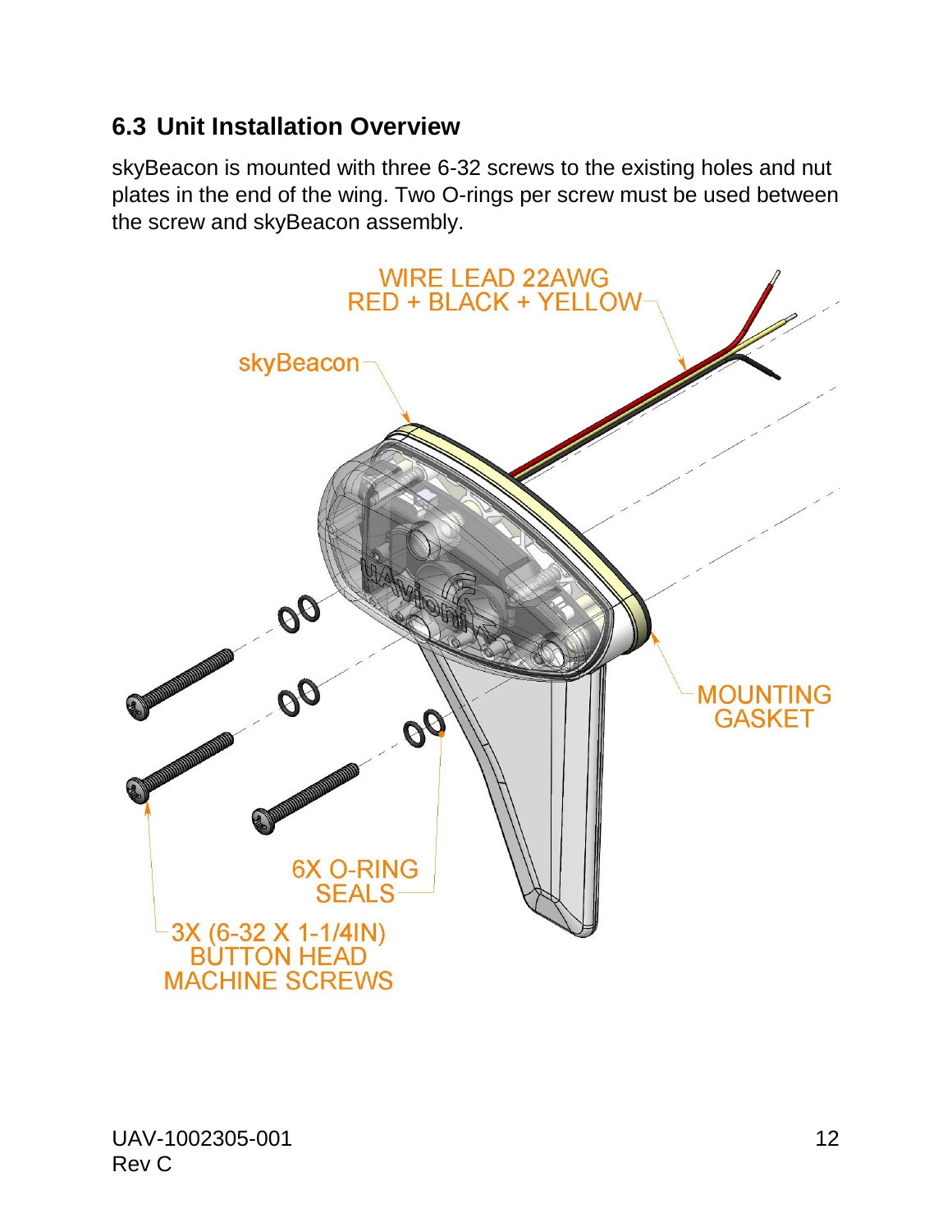## 6.3 Unit Installation Overview

skyBeacon is mounted with three 6-32 screws to the existing holes and nut plates in the end of the wing. Two O-rings per screw must be used between the screw and skyBeacon assembly.

WIRE LEAD 22AWG
RED + BLACK + YELLOW

skyBeacon

MOUNTING GASKET

6X O-RING SEALS

3X (6-32 X 1-1/4IN) BUTTON HEAD MACHINE SCREWS

UAV-1002305-001
Rev C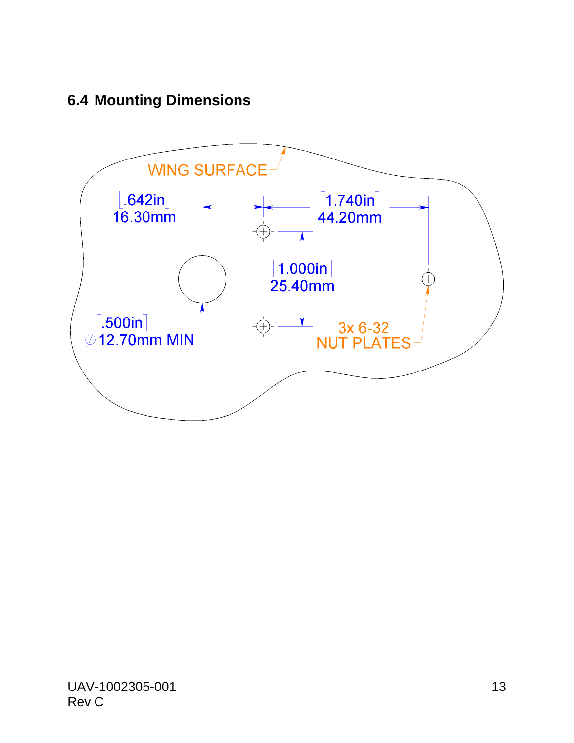## 6.4 Mounting Dimensions

WING SURFACE

[.642in]
16.30mm

[1.740in]
44.20mm

[1.000in]
25.40mm

[.500in]
∅12.70mm MIN

3x 6-32
NUT PLATES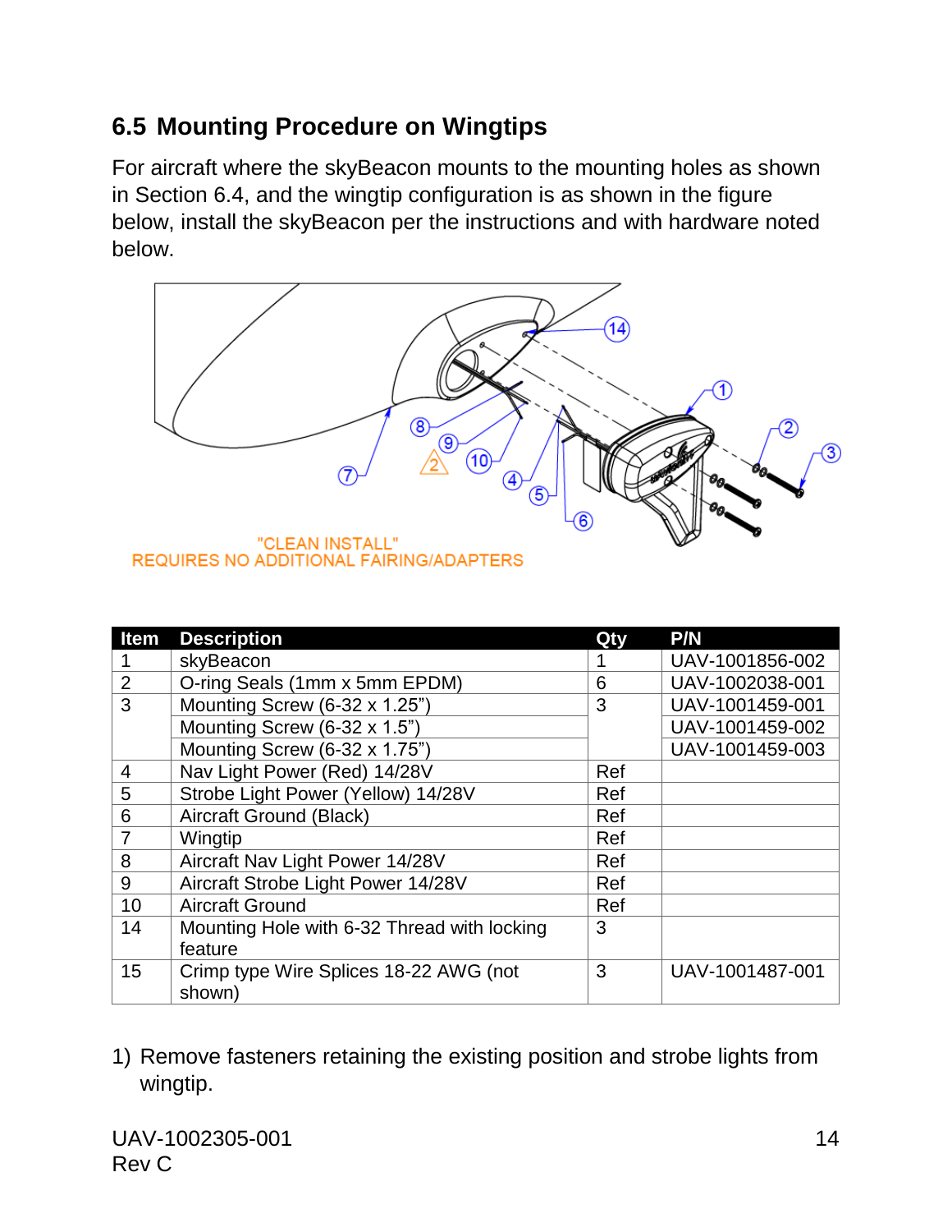## 6.5 Mounting Procedure on Wingtips

For aircraft where the skyBeacon mounts to the mounting holes as shown in Section 6.4, and the wingtip configuration is as shown in the figure below, install the skyBeacon per the instructions and with hardware noted below.

"CLEAN INSTALL"
REQUIRES NO ADDITIONAL FAIRING/ADAPTERS

| Item | Description | Qty | P/N |
|---|---|---|---|
| 1 | skyBeacon | 1 | UAV-1001856-002 |
| 2 | O-ring Seals (1mm x 5mm EPDM) | 6 | UAV-1002038-001 |
| 3 | Mounting Screw (6-32 x 1.25”) | 3 | UAV-1001459-001 |
| | Mounting Screw (6-32 x 1.5”) | | UAV-1001459-002 |
| | Mounting Screw (6-32 x 1.75”) | | UAV-1001459-003 |
| 4 | Nav Light Power (Red) 14/28V | Ref | |
| 5 | Strobe Light Power (Yellow) 14/28V | Ref | |
| 6 | Aircraft Ground (Black) | Ref | |
| 7 | Wingtip | Ref | |
| 8 | Aircraft Nav Light Power 14/28V | Ref | |
| 9 | Aircraft Strobe Light Power 14/28V | Ref | |
| 10 | Aircraft Ground | Ref | |
| 14 | Mounting Hole with 6-32 Thread with locking feature | 3 | |
| 15 | Crimp type Wire Splices 18-22 AWG (not shown) | 3 | UAV-1001487-001 |

1) Remove fasteners retaining the existing position and strobe lights from wingtip.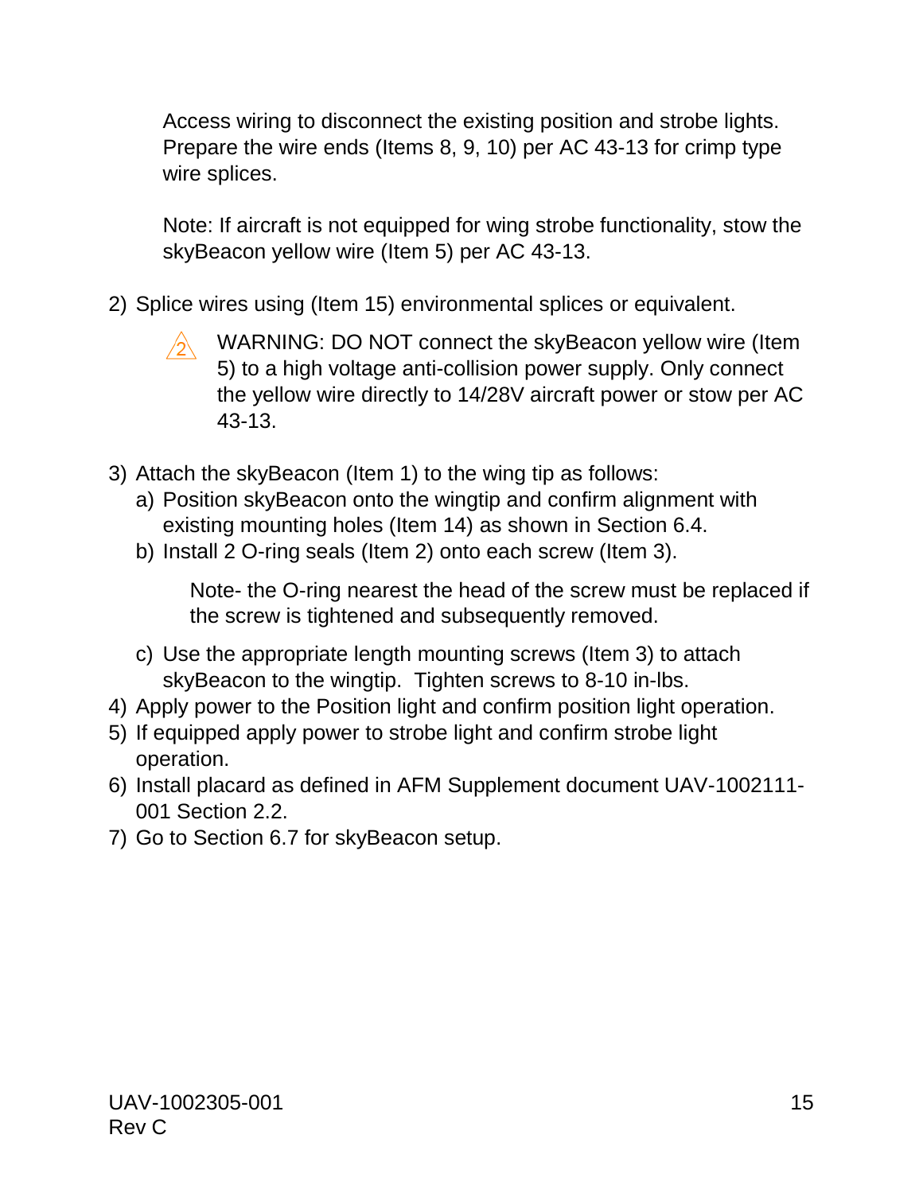Access wiring to disconnect the existing position and strobe lights. Prepare the wire ends (Items 8, 9, 10) per AC 43-13 for crimp type wire splices.

Note: If aircraft is not equipped for wing strobe functionality, stow the skyBeacon yellow wire (Item 5) per AC 43-13.

2) Splice wires using (Item 15) environmental splices or equivalent.

   ⚠2 WARNING: DO NOT connect the skyBeacon yellow wire (Item 5) to a high voltage anti-collision power supply. Only connect the yellow wire directly to 14/28V aircraft power or stow per AC 43-13.

3) Attach the skyBeacon (Item 1) to the wing tip as follows:
   a) Position skyBeacon onto the wingtip and confirm alignment with existing mounting holes (Item 14) as shown in Section 6.4.
   b) Install 2 O-ring seals (Item 2) onto each screw (Item 3).

      Note- the O-ring nearest the head of the screw must be replaced if the screw is tightened and subsequently removed.

   c) Use the appropriate length mounting screws (Item 3) to attach skyBeacon to the wingtip. Tighten screws to 8-10 in-lbs.
4) Apply power to the Position light and confirm position light operation.
5) If equipped apply power to strobe light and confirm strobe light operation.
6) Install placard as defined in AFM Supplement document UAV-1002111-001 Section 2.2.
7) Go to Section 6.7 for skyBeacon setup.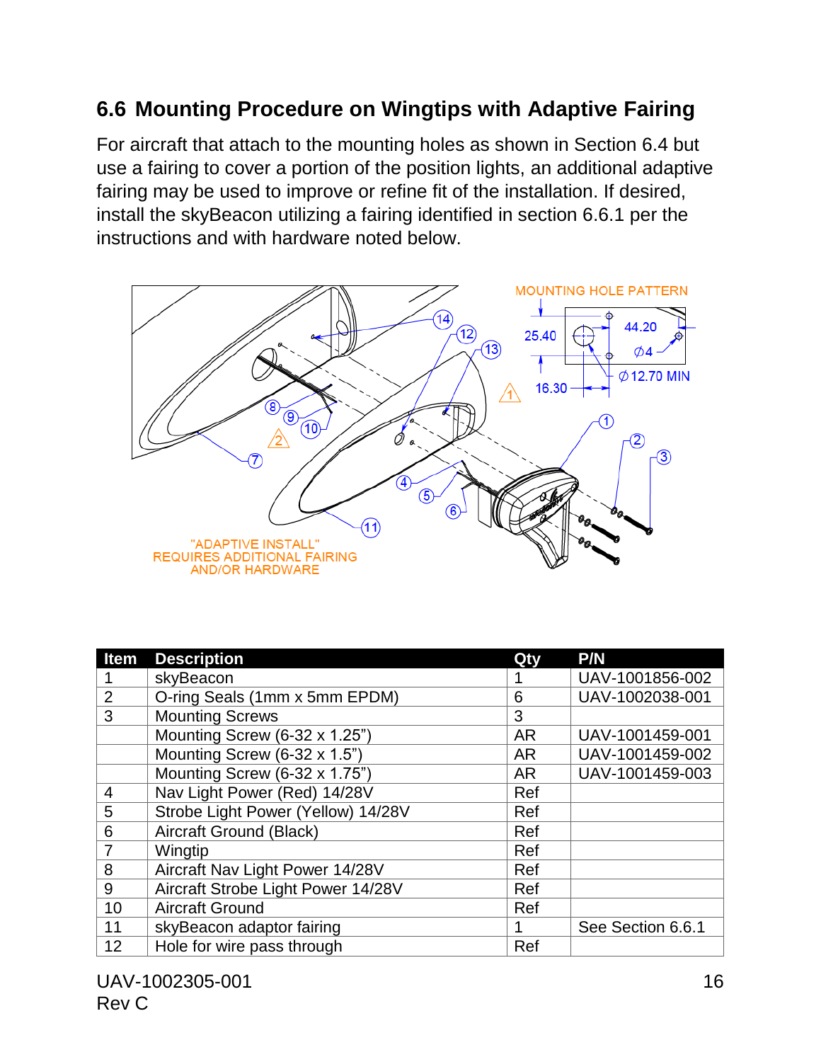## 6.6 Mounting Procedure on Wingtips with Adaptive Fairing

For aircraft that attach to the mounting holes as shown in Section 6.4 but use a fairing to cover a portion of the position lights, an additional adaptive fairing may be used to improve or refine fit of the installation. If desired, install the skyBeacon utilizing a fairing identified in section 6.6.1 per the instructions and with hardware noted below.

| Item | Description | Qty | P/N |
|---|---|---|---|
| 1 | skyBeacon | 1 | UAV-1001856-002 |
| 2 | O-ring Seals (1mm x 5mm EPDM) | 6 | UAV-1002038-001 |
| 3 | Mounting Screws | 3 | |
| | Mounting Screw (6-32 x 1.25”) | AR | UAV-1001459-001 |
| | Mounting Screw (6-32 x 1.5”) | AR | UAV-1001459-002 |
| | Mounting Screw (6-32 x 1.75”) | AR | UAV-1001459-003 |
| 4 | Nav Light Power (Red) 14/28V | Ref | |
| 5 | Strobe Light Power (Yellow) 14/28V | Ref | |
| 6 | Aircraft Ground (Black) | Ref | |
| 7 | Wingtip | Ref | |
| 8 | Aircraft Nav Light Power 14/28V | Ref | |
| 9 | Aircraft Strobe Light Power 14/28V | Ref | |
| 10 | Aircraft Ground | Ref | |
| 11 | skyBeacon adaptor fairing | 1 | See Section 6.6.1 |
| 12 | Hole for wire pass through | Ref | |

UAV-1002305-001
Rev C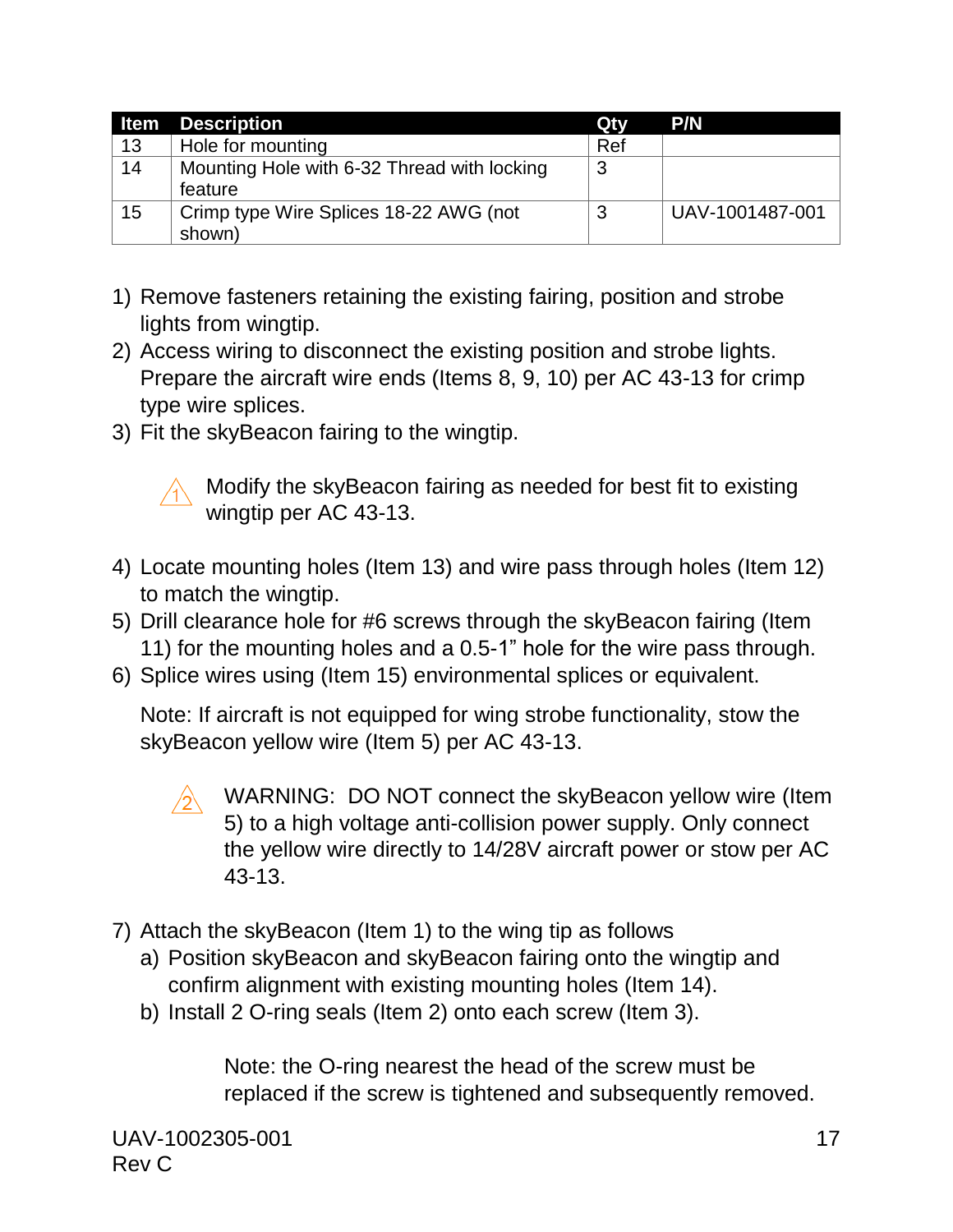| Item | Description | Qty | P/N |
|---|---|---|---|
| 13 | Hole for mounting | Ref | |
| 14 | Mounting Hole with 6-32 Thread with locking feature | 3 | |
| 15 | Crimp type Wire Splices 18-22 AWG (not shown) | 3 | UAV-1001487-001 |

1) Remove fasteners retaining the existing fairing, position and strobe lights from wingtip.
2) Access wiring to disconnect the existing position and strobe lights. Prepare the aircraft wire ends (Items 8, 9, 10) per AC 43-13 for crimp type wire splices.
3) Fit the skyBeacon fairing to the wingtip.

   ⚠1 Modify the skyBeacon fairing as needed for best fit to existing wingtip per AC 43-13.

4) Locate mounting holes (Item 13) and wire pass through holes (Item 12) to match the wingtip.
5) Drill clearance hole for #6 screws through the skyBeacon fairing (Item 11) for the mounting holes and a 0.5-1" hole for the wire pass through.
6) Splice wires using (Item 15) environmental splices or equivalent.

   Note: If aircraft is not equipped for wing strobe functionality, stow the skyBeacon yellow wire (Item 5) per AC 43-13.

   ⚠2 WARNING: DO NOT connect the skyBeacon yellow wire (Item 5) to a high voltage anti-collision power supply. Only connect the yellow wire directly to 14/28V aircraft power or stow per AC 43-13.

7) Attach the skyBeacon (Item 1) to the wing tip as follows
   a) Position skyBeacon and skyBeacon fairing onto the wingtip and confirm alignment with existing mounting holes (Item 14).
   b) Install 2 O-ring seals (Item 2) onto each screw (Item 3).

      Note: the O-ring nearest the head of the screw must be replaced if the screw is tightened and subsequently removed.

UAV-1002305-001
Rev C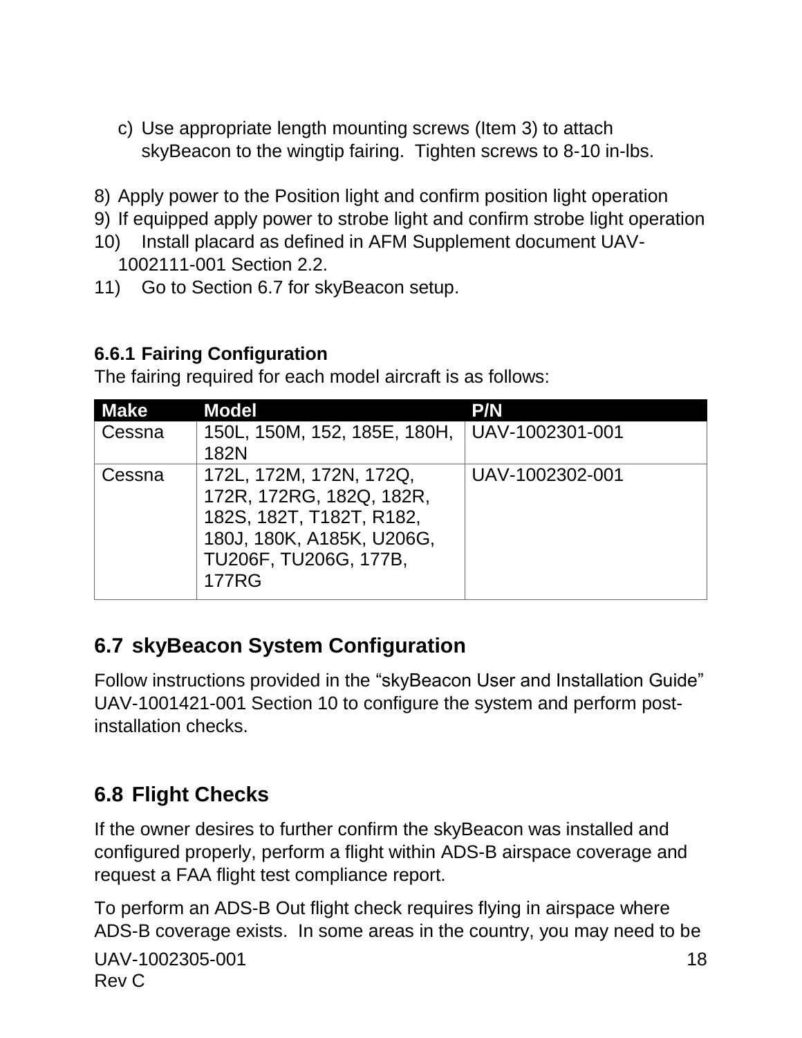c) Use appropriate length mounting screws (Item 3) to attach skyBeacon to the wingtip fairing. Tighten screws to 8-10 in-lbs.

8) Apply power to the Position light and confirm position light operation
9) If equipped apply power to strobe light and confirm strobe light operation
10) Install placard as defined in AFM Supplement document UAV-1002111-001 Section 2.2.
11) Go to Section 6.7 for skyBeacon setup.

### 6.6.1 Fairing Configuration

The fairing required for each model aircraft is as follows:

| Make | Model | P/N |
|---|---|---|
| Cessna | 150L, 150M, 152, 185E, 180H, 182N | UAV-1002301-001 |
| Cessna | 172L, 172M, 172N, 172Q, 172R, 172RG, 182Q, 182R, 182S, 182T, T182T, R182, 180J, 180K, A185K, U206G, TU206F, TU206G, 177B, 177RG | UAV-1002302-001 |

## 6.7 skyBeacon System Configuration

Follow instructions provided in the "skyBeacon User and Installation Guide" UAV-1001421-001 Section 10 to configure the system and perform post-installation checks.

## 6.8 Flight Checks

If the owner desires to further confirm the skyBeacon was installed and configured properly, perform a flight within ADS-B airspace coverage and request a FAA flight test compliance report.

To perform an ADS-B Out flight check requires flying in airspace where ADS-B coverage exists. In some areas in the country, you may need to be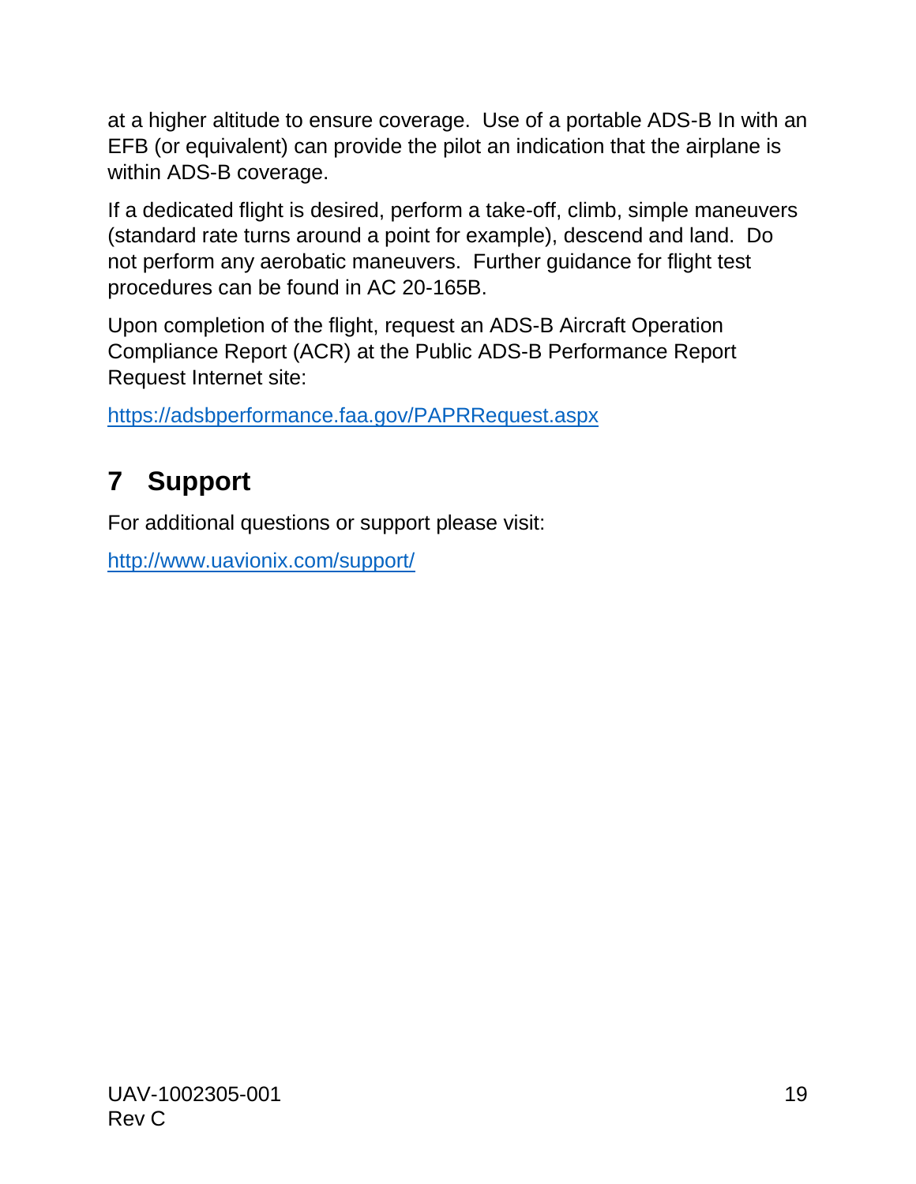at a higher altitude to ensure coverage. Use of a portable ADS-B In with an EFB (or equivalent) can provide the pilot an indication that the airplane is within ADS-B coverage.

If a dedicated flight is desired, perform a take-off, climb, simple maneuvers (standard rate turns around a point for example), descend and land. Do not perform any aerobatic maneuvers. Further guidance for flight test procedures can be found in AC 20-165B.

Upon completion of the flight, request an ADS-B Aircraft Operation Compliance Report (ACR) at the Public ADS-B Performance Report Request Internet site:

https://adsbperformance.faa.gov/PAPRRequest.aspx

# 7 Support

For additional questions or support please visit:

http://www.uavionix.com/support/